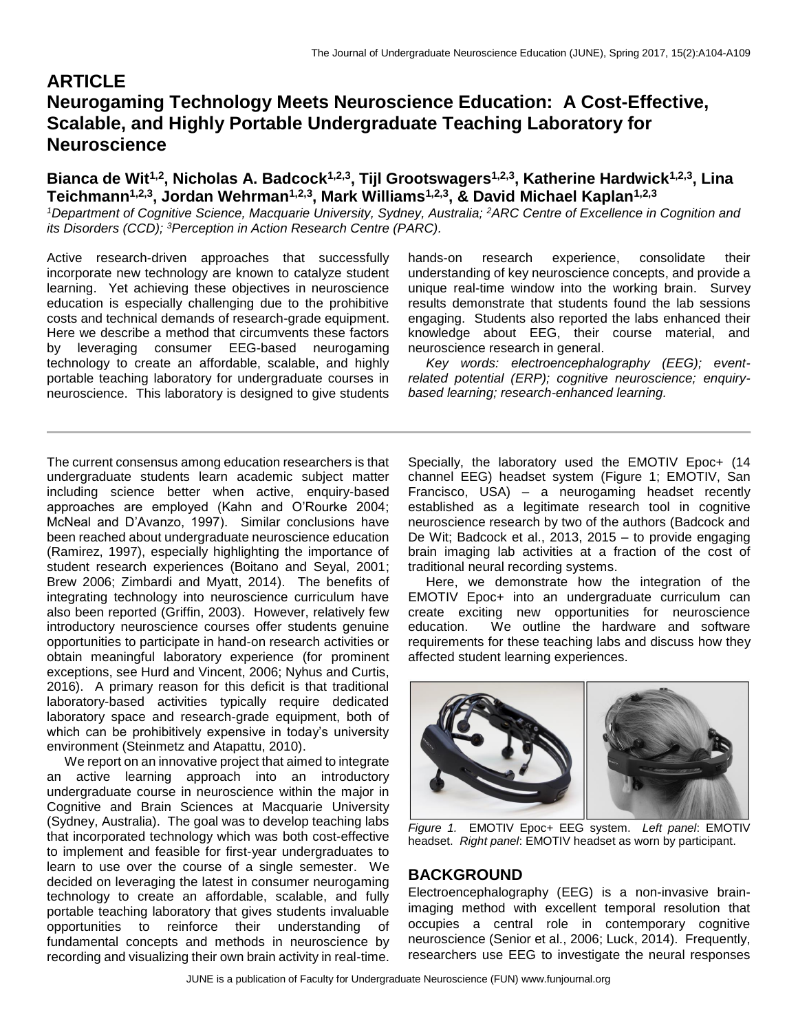# ARTICLE

# Neurogaming Technology Meets Neuroscience Education: A Cost-Effective, Scalable, and Highly Portable Undergraduate Teaching Laboratory for Neuroscience

**Bianca de Wit[1,2], Nicholas A. Badcock[1,2,3], Tijl Grootswagers[1,2,3], Katherine Hardwick[1,2,3], Lina Teichmann[1,2,3], Jordan Wehrman[1,2,3], Mark Williams[1,2,3], & David Michael Kaplan[1,2,3]**

*[1]Department of Cognitive Science, Macquarie University, Sydney, Australia; [2]ARC Centre of Excellence in Cognition and its Disorders (CCD); [3]Perception in Action Research Centre (PARC).*

Active research-driven approaches that successfully incorporate new technology are known to catalyze student learning. Yet achieving these objectives in neuroscience education is especially challenging due to the prohibitive costs and technical demands of research-grade equipment. Here we describe a method that circumvents these factors by leveraging consumer EEG-based neurogaming technology to create an affordable, scalable, and highly portable teaching laboratory for undergraduate courses in neuroscience. This laboratory is designed to give students hands-on research experience, consolidate their understanding of key neuroscience concepts, and provide a unique real-time window into the working brain. Survey results demonstrate that students found the lab sessions engaging. Students also reported the labs enhanced their knowledge about EEG, their course material, and neuroscience research in general.

*Key words: electroencephalography (EEG); event-related potential (ERP); cognitive neuroscience; enquiry-based learning; research-enhanced learning.*

---

The current consensus among education researchers is that undergraduate students learn academic subject matter including science better when active, enquiry-based approaches are employed (Kahn and O'Rourke 2004; McNeal and D'Avanzo, 1997). Similar conclusions have been reached about undergraduate neuroscience education (Ramirez, 1997), especially highlighting the importance of student research experiences (Boitano and Seyal, 2001; Brew 2006; Zimbardi and Myatt, 2014). The benefits of integrating technology into neuroscience curriculum have also been reported (Griffin, 2003). However, relatively few introductory neuroscience courses offer students genuine opportunities to participate in hand-on research activities or obtain meaningful laboratory experience (for prominent exceptions, see Hurd and Vincent, 2006; Nyhus and Curtis, 2016). A primary reason for this deficit is that traditional laboratory-based activities typically require dedicated laboratory space and research-grade equipment, both of which can be prohibitively expensive in today's university environment (Steinmetz and Atapattu, 2010).

We report on an innovative project that aimed to integrate an active learning approach into an introductory undergraduate course in neuroscience within the major in Cognitive and Brain Sciences at Macquarie University (Sydney, Australia). The goal was to develop teaching labs that incorporated technology which was both cost-effective to implement and feasible for first-year undergraduates to learn to use over the course of a single semester. We decided on leveraging the latest in consumer neurogaming technology to create an affordable, scalable, and fully portable teaching laboratory that gives students invaluable opportunities to reinforce their understanding of fundamental concepts and methods in neuroscience by recording and visualizing their own brain activity in real-time.

Specially, the laboratory used the EMOTIV Epoc+ (14 channel EEG) headset system (Figure 1; EMOTIV, San Francisco, USA) – a neurogaming headset recently established as a legitimate research tool in cognitive neuroscience research by two of the authors (Badcock and De Wit; Badcock et al., 2013, 2015 – to provide engaging brain imaging lab activities at a fraction of the cost of traditional neural recording systems.

Here, we demonstrate how the integration of the EMOTIV Epoc+ into an undergraduate curriculum can create exciting new opportunities for neuroscience education. We outline the hardware and software requirements for these teaching labs and discuss how they affected student learning experiences.

*Figure 1.* EMOTIV Epoc+ EEG system. *Left panel*: EMOTIV headset. *Right panel*: EMOTIV headset as worn by participant.

## BACKGROUND

Electroencephalography (EEG) is a non-invasive brain-imaging method with excellent temporal resolution that occupies a central role in contemporary cognitive neuroscience (Senior et al., 2006; Luck, 2014). Frequently, researchers use EEG to investigate the neural responses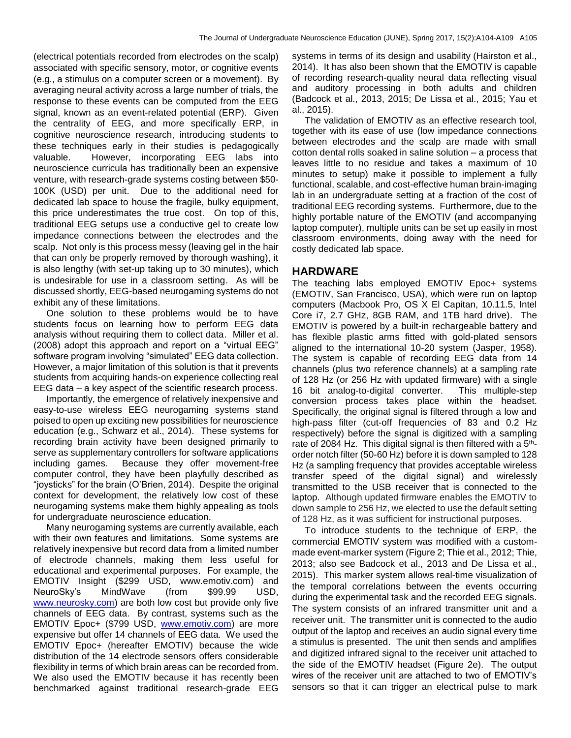(electrical potentials recorded from electrodes on the scalp) associated with specific sensory, motor, or cognitive events (e.g., a stimulus on a computer screen or a movement). By averaging neural activity across a large number of trials, the response to these events can be computed from the EEG signal, known as an event-related potential (ERP). Given the centrality of EEG, and more specifically ERP, in cognitive neuroscience research, introducing students to these techniques early in their studies is pedagogically valuable. However, incorporating EEG labs into neuroscience curricula has traditionally been an expensive venture, with research-grade systems costing between $50-100K (USD) per unit. Due to the additional need for dedicated lab space to house the fragile, bulky equipment, this price underestimates the true cost. On top of this, traditional EEG setups use a conductive gel to create low impedance connections between the electrodes and the scalp. Not only is this process messy (leaving gel in the hair that can only be properly removed by thorough washing), it is also lengthy (with set-up taking up to 30 minutes), which is undesirable for use in a classroom setting. As will be discussed shortly, EEG-based neurogaming systems do not exhibit any of these limitations.

One solution to these problems would be to have students focus on learning how to perform EEG data analysis without requiring them to collect data. Miller et al. (2008) adopt this approach and report on a "virtual EEG" software program involving "simulated" EEG data collection. However, a major limitation of this solution is that it prevents students from acquiring hands-on experience collecting real EEG data – a key aspect of the scientific research process.

Importantly, the emergence of relatively inexpensive and easy-to-use wireless EEG neurogaming systems stand poised to open up exciting new possibilities for neuroscience education (e.g., Schwarz et al., 2014). These systems for recording brain activity have been designed primarily to serve as supplementary controllers for software applications including games. Because they offer movement-free computer control, they have been playfully described as "joysticks" for the brain (O'Brien, 2014). Despite the original context for development, the relatively low cost of these neurogaming systems make them highly appealing as tools for undergraduate neuroscience education.

Many neurogaming systems are currently available, each with their own features and limitations. Some systems are relatively inexpensive but record data from a limited number of electrode channels, making them less useful for educational and experimental purposes. For example, the EMOTIV Insight ($299 USD, www.emotiv.com) and NeuroSky's MindWave (from $99.99 USD, www.neurosky.com) are both low cost but provide only five channels of EEG data. By contrast, systems such as the EMOTIV Epoc+ ($799 USD, www.emotiv.com) are more expensive but offer 14 channels of EEG data. We used the EMOTIV Epoc+ (hereafter EMOTIV) because the wide distribution of the 14 electrode sensors offers considerable flexibility in terms of which brain areas can be recorded from. We also used the EMOTIV because it has recently been benchmarked against traditional research-grade EEG systems in terms of its design and usability (Hairston et al., 2014). It has also been shown that the EMOTIV is capable of recording research-quality neural data reflecting visual and auditory processing in both adults and children (Badcock et al., 2013, 2015; De Lissa et al., 2015; Yau et al., 2015).

The validation of EMOTIV as an effective research tool, together with its ease of use (low impedance connections between electrodes and the scalp are made with small cotton dental rolls soaked in saline solution – a process that leaves little to no residue and takes a maximum of 10 minutes to setup) make it possible to implement a fully functional, scalable, and cost-effective human brain-imaging lab in an undergraduate setting at a fraction of the cost of traditional EEG recording systems. Furthermore, due to the highly portable nature of the EMOTIV (and accompanying laptop computer), multiple units can be set up easily in most classroom environments, doing away with the need for costly dedicated lab space.

## HARDWARE

The teaching labs employed EMOTIV Epoc+ systems (EMOTIV, San Francisco, USA), which were run on laptop computers (Macbook Pro, OS X El Capitan, 10.11.5, Intel Core i7, 2.7 GHz, 8GB RAM, and 1TB hard drive). The EMOTIV is powered by a built-in rechargeable battery and has flexible plastic arms fitted with gold-plated sensors aligned to the international 10-20 system (Jasper, 1958). The system is capable of recording EEG data from 14 channels (plus two reference channels) at a sampling rate of 128 Hz (or 256 Hz with updated firmware) with a single 16 bit analog-to-digital converter. This multiple-step conversion process takes place within the headset. Specifically, the original signal is filtered through a low and high-pass filter (cut-off frequencies of 83 and 0.2 Hz respectively) before the signal is digitized with a sampling rate of 2084 Hz. This digital signal is then filtered with a 5th-order notch filter (50-60 Hz) before it is down sampled to 128 Hz (a sampling frequency that provides acceptable wireless transfer speed of the digital signal) and wirelessly transmitted to the USB receiver that is connected to the laptop. Although updated firmware enables the EMOTIV to down sample to 256 Hz, we elected to use the default setting of 128 Hz, as it was sufficient for instructional purposes.

To introduce students to the technique of ERP, the commercial EMOTIV system was modified with a custom-made event-marker system (Figure 2; Thie et al., 2012; Thie, 2013; also see Badcock et al., 2013 and De Lissa et al., 2015). This marker system allows real-time visualization of the temporal correlations between the events occurring during the experimental task and the recorded EEG signals. The system consists of an infrared transmitter unit and a receiver unit. The transmitter unit is connected to the audio output of the laptop and receives an audio signal every time a stimulus is presented. The unit then sends and amplifies and digitized infrared signal to the receiver unit attached to the side of the EMOTIV headset (Figure 2e). The output wires of the receiver unit are attached to two of EMOTIV's sensors so that it can trigger an electrical pulse to mark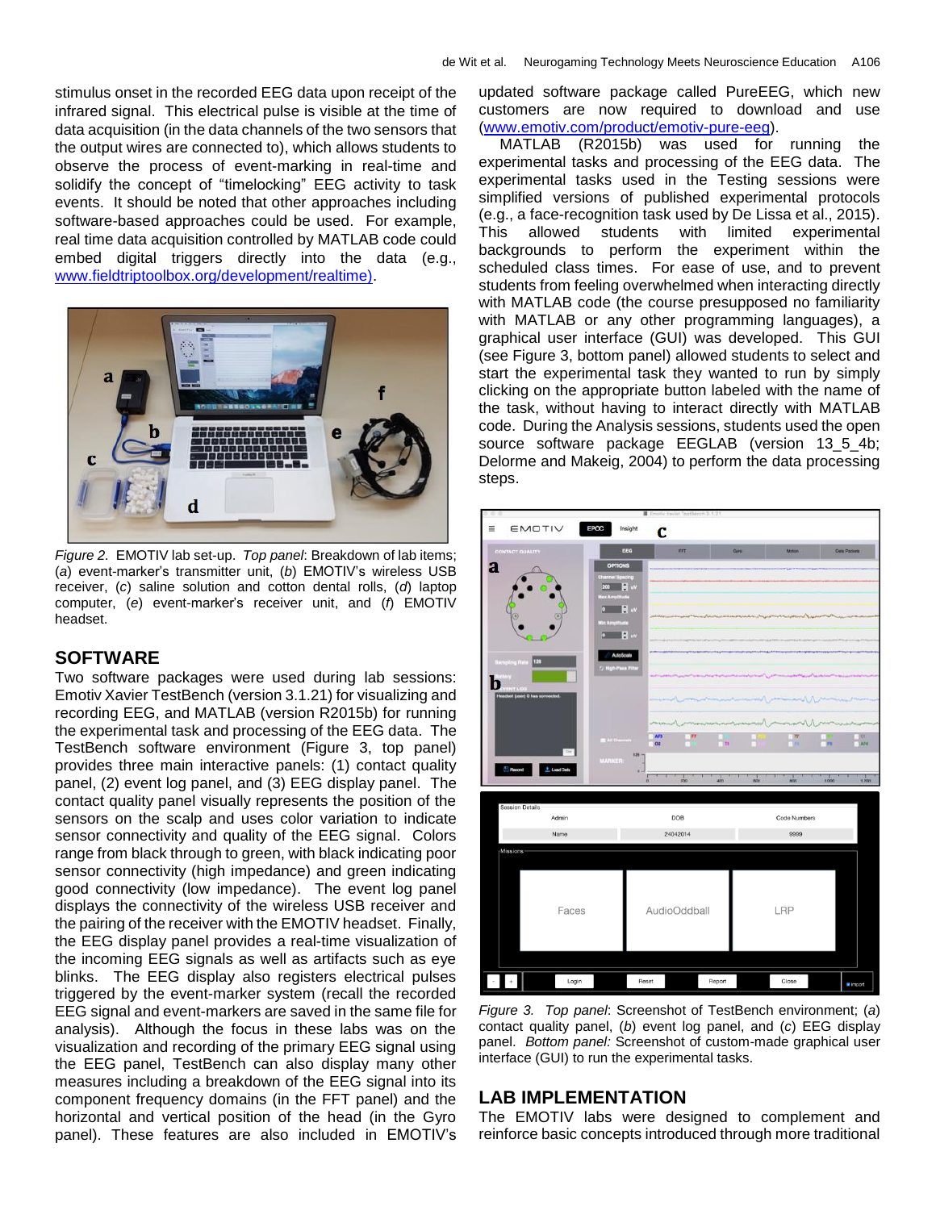stimulus onset in the recorded EEG data upon receipt of the infrared signal. This electrical pulse is visible at the time of data acquisition (in the data channels of the two sensors that the output wires are connected to), which allows students to observe the process of event-marking in real-time and solidify the concept of "timelocking" EEG activity to task events. It should be noted that other approaches including software-based approaches could be used. For example, real time data acquisition controlled by MATLAB code could embed digital triggers directly into the data (e.g., www.fieldtriptoolbox.org/development/realtime).

*Figure 2.* EMOTIV lab set-up. *Top panel*: Breakdown of lab items; (*a*) event-marker's transmitter unit, (*b*) EMOTIV's wireless USB receiver, (*c*) saline solution and cotton dental rolls, (*d*) laptop computer, (*e*) event-marker's receiver unit, and (*f*) EMOTIV headset.

## SOFTWARE

Two software packages were used during lab sessions: Emotiv Xavier TestBench (version 3.1.21) for visualizing and recording EEG, and MATLAB (version R2015b) for running the experimental task and processing of the EEG data. The TestBench software environment (Figure 3, top panel) provides three main interactive panels: (1) contact quality panel, (2) event log panel, and (3) EEG display panel. The contact quality panel visually represents the position of the sensors on the scalp and uses color variation to indicate sensor connectivity and quality of the EEG signal. Colors range from black through to green, with black indicating poor sensor connectivity (high impedance) and green indicating good connectivity (low impedance). The event log panel displays the connectivity of the wireless USB receiver and the pairing of the receiver with the EMOTIV headset. Finally, the EEG display panel provides a real-time visualization of the incoming EEG signals as well as artifacts such as eye blinks. The EEG display also registers electrical pulses triggered by the event-marker system (recall the recorded EEG signal and event-markers are saved in the same file for analysis). Although the focus in these labs was on the visualization and recording of the primary EEG signal using the EEG panel, TestBench can also display many other measures including a breakdown of the EEG signal into its component frequency domains (in the FFT panel) and the horizontal and vertical position of the head (in the Gyro panel). These features are also included in EMOTIV's updated software package called PureEEG, which new customers are now required to download and use (www.emotiv.com/product/emotiv-pure-eeg).

MATLAB (R2015b) was used for running the experimental tasks and processing of the EEG data. The experimental tasks used in the Testing sessions were simplified versions of published experimental protocols (e.g., a face-recognition task used by De Lissa et al., 2015). This allowed students with limited experimental backgrounds to perform the experiment within the scheduled class times. For ease of use, and to prevent students from feeling overwhelmed when interacting directly with MATLAB code (the course presupposed no familiarity with MATLAB or any other programming languages), a graphical user interface (GUI) was developed. This GUI (see Figure 3, bottom panel) allowed students to select and start the experimental task they wanted to run by simply clicking on the appropriate button labeled with the name of the task, without having to interact directly with MATLAB code. During the Analysis sessions, students used the open source software package EEGLAB (version 13_5_4b; Delorme and Makeig, 2004) to perform the data processing steps.

*Figure 3.* *Top panel*: Screenshot of TestBench environment; (*a*) contact quality panel, (*b*) event log panel, and (*c*) EEG display panel. *Bottom panel:* Screenshot of custom-made graphical user interface (GUI) to run the experimental tasks.

## LAB IMPLEMENTATION

The EMOTIV labs were designed to complement and reinforce basic concepts introduced through more traditional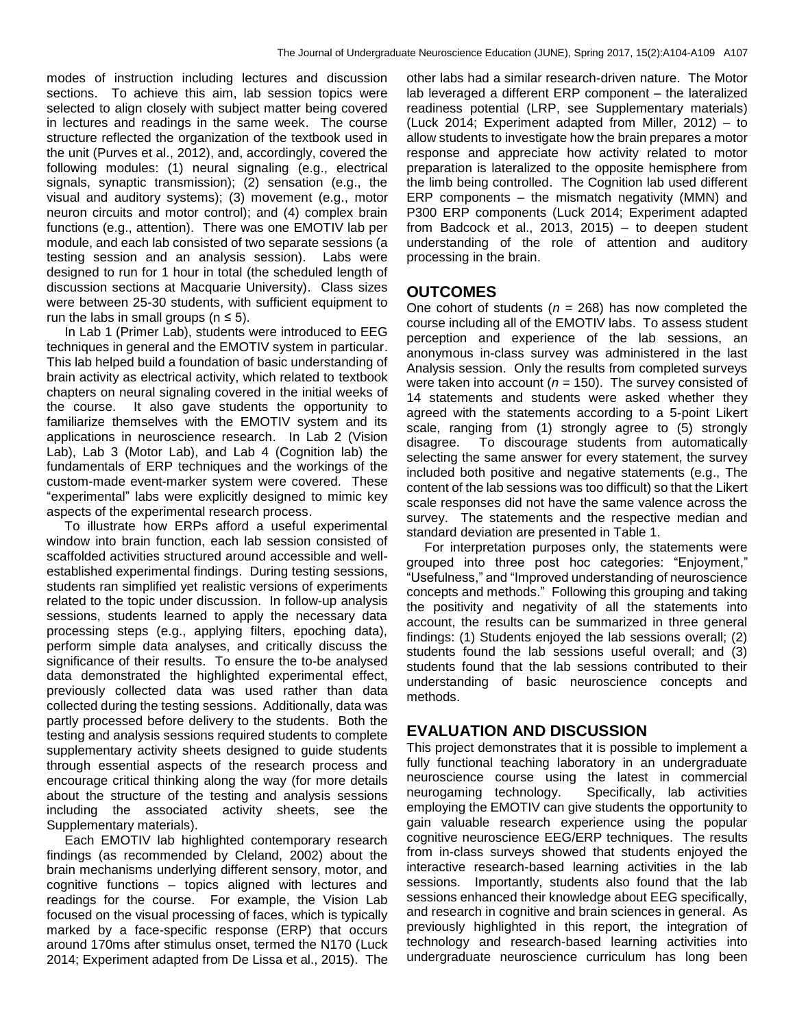modes of instruction including lectures and discussion sections. To achieve this aim, lab session topics were selected to align closely with subject matter being covered in lectures and readings in the same week. The course structure reflected the organization of the textbook used in the unit (Purves et al., 2012), and, accordingly, covered the following modules: (1) neural signaling (e.g., electrical signals, synaptic transmission); (2) sensation (e.g., the visual and auditory systems); (3) movement (e.g., motor neuron circuits and motor control); and (4) complex brain functions (e.g., attention). There was one EMOTIV lab per module, and each lab consisted of two separate sessions (a testing session and an analysis session). Labs were designed to run for 1 hour in total (the scheduled length of discussion sections at Macquarie University). Class sizes were between 25-30 students, with sufficient equipment to run the labs in small groups ($n \leq 5$).

In Lab 1 (Primer Lab), students were introduced to EEG techniques in general and the EMOTIV system in particular. This lab helped build a foundation of basic understanding of brain activity as electrical activity, which related to textbook chapters on neural signaling covered in the initial weeks of the course. It also gave students the opportunity to familiarize themselves with the EMOTIV system and its applications in neuroscience research. In Lab 2 (Vision Lab), Lab 3 (Motor Lab), and Lab 4 (Cognition lab) the fundamentals of ERP techniques and the workings of the custom-made event-marker system were covered. These "experimental" labs were explicitly designed to mimic key aspects of the experimental research process.

To illustrate how ERPs afford a useful experimental window into brain function, each lab session consisted of scaffolded activities structured around accessible and well-established experimental findings. During testing sessions, students ran simplified yet realistic versions of experiments related to the topic under discussion. In follow-up analysis sessions, students learned to apply the necessary data processing steps (e.g., applying filters, epoching data), perform simple data analyses, and critically discuss the significance of their results. To ensure the to-be analysed data demonstrated the highlighted experimental effect, previously collected data was used rather than data collected during the testing sessions. Additionally, data was partly processed before delivery to the students. Both the testing and analysis sessions required students to complete supplementary activity sheets designed to guide students through essential aspects of the research process and encourage critical thinking along the way (for more details about the structure of the testing and analysis sessions including the associated activity sheets, see the Supplementary materials).

Each EMOTIV lab highlighted contemporary research findings (as recommended by Cleland, 2002) about the brain mechanisms underlying different sensory, motor, and cognitive functions – topics aligned with lectures and readings for the course. For example, the Vision Lab focused on the visual processing of faces, which is typically marked by a face-specific response (ERP) that occurs around 170ms after stimulus onset, termed the N170 (Luck 2014; Experiment adapted from De Lissa et al., 2015). The other labs had a similar research-driven nature. The Motor lab leveraged a different ERP component – the lateralized readiness potential (LRP, see Supplementary materials) (Luck 2014; Experiment adapted from Miller, 2012) – to allow students to investigate how the brain prepares a motor response and appreciate how activity related to motor preparation is lateralized to the opposite hemisphere from the limb being controlled. The Cognition lab used different ERP components – the mismatch negativity (MMN) and P300 ERP components (Luck 2014; Experiment adapted from Badcock et al., 2013, 2015) – to deepen student understanding of the role of attention and auditory processing in the brain.

## OUTCOMES

One cohort of students (*n* = 268) has now completed the course including all of the EMOTIV labs. To assess student perception and experience of the lab sessions, an anonymous in-class survey was administered in the last Analysis session. Only the results from completed surveys were taken into account (*n* = 150). The survey consisted of 14 statements and students were asked whether they agreed with the statements according to a 5-point Likert scale, ranging from (1) strongly agree to (5) strongly disagree. To discourage students from automatically selecting the same answer for every statement, the survey included both positive and negative statements (e.g., The content of the lab sessions was too difficult) so that the Likert scale responses did not have the same valence across the survey. The statements and the respective median and standard deviation are presented in Table 1.

For interpretation purposes only, the statements were grouped into three post hoc categories: "Enjoyment," "Usefulness," and "Improved understanding of neuroscience concepts and methods." Following this grouping and taking the positivity and negativity of all the statements into account, the results can be summarized in three general findings: (1) Students enjoyed the lab sessions overall; (2) students found the lab sessions useful overall; and (3) students found that the lab sessions contributed to their understanding of basic neuroscience concepts and methods.

## EVALUATION AND DISCUSSION

This project demonstrates that it is possible to implement a fully functional teaching laboratory in an undergraduate neuroscience course using the latest in commercial neurogaming technology. Specifically, lab activities employing the EMOTIV can give students the opportunity to gain valuable research experience using the popular cognitive neuroscience EEG/ERP techniques. The results from in-class surveys showed that students enjoyed the interactive research-based learning activities in the lab sessions. Importantly, students also found that the lab sessions enhanced their knowledge about EEG specifically, and research in cognitive and brain sciences in general. As previously highlighted in this report, the integration of technology and research-based learning activities into undergraduate neuroscience curriculum has long been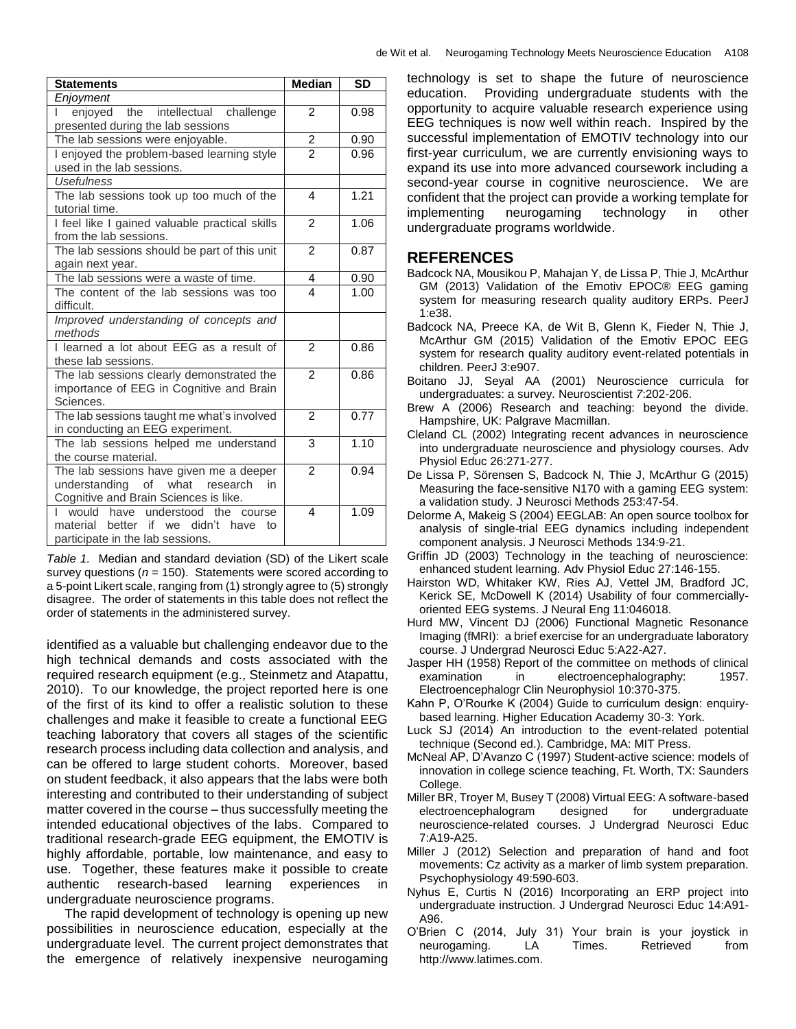| Statements | Median | SD |
|---|---|---|
| *Enjoyment* | | |
| I enjoyed the intellectual challenge presented during the lab sessions | 2 | 0.98 |
| The lab sessions were enjoyable. | 2 | 0.90 |
| I enjoyed the problem-based learning style used in the lab sessions. | 2 | 0.96 |
| *Usefulness* | | |
| The lab sessions took up too much of the tutorial time. | 4 | 1.21 |
| I feel like I gained valuable practical skills from the lab sessions. | 2 | 1.06 |
| The lab sessions should be part of this unit again next year. | 2 | 0.87 |
| The lab sessions were a waste of time. | 4 | 0.90 |
| The content of the lab sessions was too difficult. | 4 | 1.00 |
| *Improved understanding of concepts and methods* | | |
| I learned a lot about EEG as a result of these lab sessions. | 2 | 0.86 |
| The lab sessions clearly demonstrated the importance of EEG in Cognitive and Brain Sciences. | 2 | 0.86 |
| The lab sessions taught me what's involved in conducting an EEG experiment. | 2 | 0.77 |
| The lab sessions helped me understand the course material. | 3 | 1.10 |
| The lab sessions have given me a deeper understanding of what research in Cognitive and Brain Sciences is like. | 2 | 0.94 |
| I would have understood the course material better if we didn't have to participate in the lab sessions. | 4 | 1.09 |

*Table 1.* Median and standard deviation (SD) of the Likert scale survey questions ($n$ = 150). Statements were scored according to a 5-point Likert scale, ranging from (1) strongly agree to (5) strongly disagree. The order of statements in this table does not reflect the order of statements in the administered survey.

identified as a valuable but challenging endeavor due to the high technical demands and costs associated with the required research equipment (e.g., Steinmetz and Atapattu, 2010). To our knowledge, the project reported here is one of the first of its kind to offer a realistic solution to these challenges and make it feasible to create a functional EEG teaching laboratory that covers all stages of the scientific research process including data collection and analysis, and can be offered to large student cohorts. Moreover, based on student feedback, it also appears that the labs were both interesting and contributed to their understanding of subject matter covered in the course – thus successfully meeting the intended educational objectives of the labs. Compared to traditional research-grade EEG equipment, the EMOTIV is highly affordable, portable, low maintenance, and easy to use. Together, these features make it possible to create authentic research-based learning experiences in undergraduate neuroscience programs.

The rapid development of technology is opening up new possibilities in neuroscience education, especially at the undergraduate level. The current project demonstrates that the emergence of relatively inexpensive neurogaming technology is set to shape the future of neuroscience education. Providing undergraduate students with the opportunity to acquire valuable research experience using EEG techniques is now well within reach. Inspired by the successful implementation of EMOTIV technology into our first-year curriculum, we are currently envisioning ways to expand its use into more advanced coursework including a second-year course in cognitive neuroscience. We are confident that the project can provide a working template for implementing neurogaming technology in other undergraduate programs worldwide.

## REFERENCES

Badcock NA, Mousikou P, Mahajan Y, de Lissa P, Thie J, McArthur GM (2013) Validation of the Emotiv EPOC® EEG gaming system for measuring research quality auditory ERPs. PeerJ 1:e38.

Badcock NA, Preece KA, de Wit B, Glenn K, Fieder N, Thie J, McArthur GM (2015) Validation of the Emotiv EPOC EEG system for research quality auditory event-related potentials in children. PeerJ 3:e907.

Boitano JJ, Seyal AA (2001) Neuroscience curricula for undergraduates: a survey. Neuroscientist 7:202-206.

Brew A (2006) Research and teaching: beyond the divide. Hampshire, UK: Palgrave Macmillan.

Cleland CL (2002) Integrating recent advances in neuroscience into undergraduate neuroscience and physiology courses. Adv Physiol Educ 26:271-277.

De Lissa P, Sörensen S, Badcock N, Thie J, McArthur G (2015) Measuring the face-sensitive N170 with a gaming EEG system: a validation study. J Neurosci Methods 253:47-54.

Delorme A, Makeig S (2004) EEGLAB: An open source toolbox for analysis of single-trial EEG dynamics including independent component analysis. J Neurosci Methods 134:9-21.

Griffin JD (2003) Technology in the teaching of neuroscience: enhanced student learning. Adv Physiol Educ 27:146-155.

Hairston WD, Whitaker KW, Ries AJ, Vettel JM, Bradford JC, Kerick SE, McDowell K (2014) Usability of four commercially-oriented EEG systems. J Neural Eng 11:046018.

Hurd MW, Vincent DJ (2006) Functional Magnetic Resonance Imaging (fMRI): a brief exercise for an undergraduate laboratory course. J Undergrad Neurosci Educ 5:A22-A27.

Jasper HH (1958) Report of the committee on methods of clinical examination in electroencephalography: 1957. Electroencephalogr Clin Neurophysiol 10:370-375.

Kahn P, O'Rourke K (2004) Guide to curriculum design: enquiry-based learning. Higher Education Academy 30-3: York.

Luck SJ (2014) An introduction to the event-related potential technique (Second ed.). Cambridge, MA: MIT Press.

McNeal AP, D'Avanzo C (1997) Student-active science: models of innovation in college science teaching, Ft. Worth, TX: Saunders College.

Miller BR, Troyer M, Busey T (2008) Virtual EEG: A software-based electroencephalogram designed for undergraduate neuroscience-related courses. J Undergrad Neurosci Educ 7:A19-A25.

Miller J (2012) Selection and preparation of hand and foot movements: Cz activity as a marker of limb system preparation. Psychophysiology 49:590-603.

Nyhus E, Curtis N (2016) Incorporating an ERP project into undergraduate instruction. J Undergrad Neurosci Educ 14:A91-A96.

O'Brien C (2014, July 31) Your brain is your joystick in neurogaming. LA Times. Retrieved from http://www.latimes.com.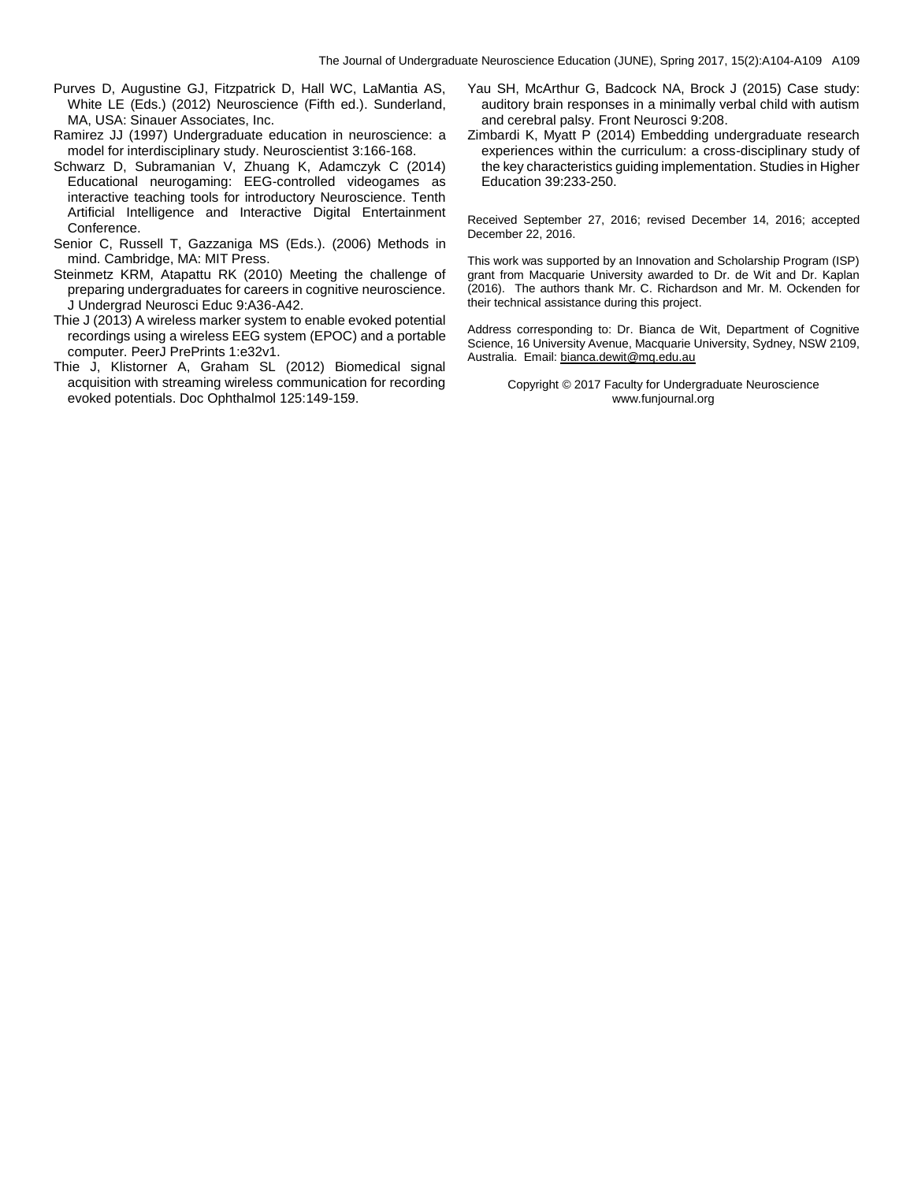Purves D, Augustine GJ, Fitzpatrick D, Hall WC, LaMantia AS, White LE (Eds.) (2012) Neuroscience (Fifth ed.). Sunderland, MA, USA: Sinauer Associates, Inc.

Ramirez JJ (1997) Undergraduate education in neuroscience: a model for interdisciplinary study. Neuroscientist 3:166-168.

Schwarz D, Subramanian V, Zhuang K, Adamczyk C (2014) Educational neurogaming: EEG-controlled videogames as interactive teaching tools for introductory Neuroscience. Tenth Artificial Intelligence and Interactive Digital Entertainment Conference.

Senior C, Russell T, Gazzaniga MS (Eds.). (2006) Methods in mind. Cambridge, MA: MIT Press.

Steinmetz KRM, Atapattu RK (2010) Meeting the challenge of preparing undergraduates for careers in cognitive neuroscience. J Undergrad Neurosci Educ 9:A36-A42.

Thie J (2013) A wireless marker system to enable evoked potential recordings using a wireless EEG system (EPOC) and a portable computer. PeerJ PrePrints 1:e32v1.

Thie J, Klistorner A, Graham SL (2012) Biomedical signal acquisition with streaming wireless communication for recording evoked potentials. Doc Ophthalmol 125:149-159.

Yau SH, McArthur G, Badcock NA, Brock J (2015) Case study: auditory brain responses in a minimally verbal child with autism and cerebral palsy. Front Neurosci 9:208.

Zimbardi K, Myatt P (2014) Embedding undergraduate research experiences within the curriculum: a cross-disciplinary study of the key characteristics guiding implementation. Studies in Higher Education 39:233-250.

Received September 27, 2016; revised December 14, 2016; accepted December 22, 2016.

This work was supported by an Innovation and Scholarship Program (ISP) grant from Macquarie University awarded to Dr. de Wit and Dr. Kaplan (2016). The authors thank Mr. C. Richardson and Mr. M. Ockenden for their technical assistance during this project.

Address corresponding to: Dr. Bianca de Wit, Department of Cognitive Science, 16 University Avenue, Macquarie University, Sydney, NSW 2109, Australia. Email: bianca.dewit@mq.edu.au

Copyright © 2017 Faculty for Undergraduate Neuroscience
www.funjournal.org